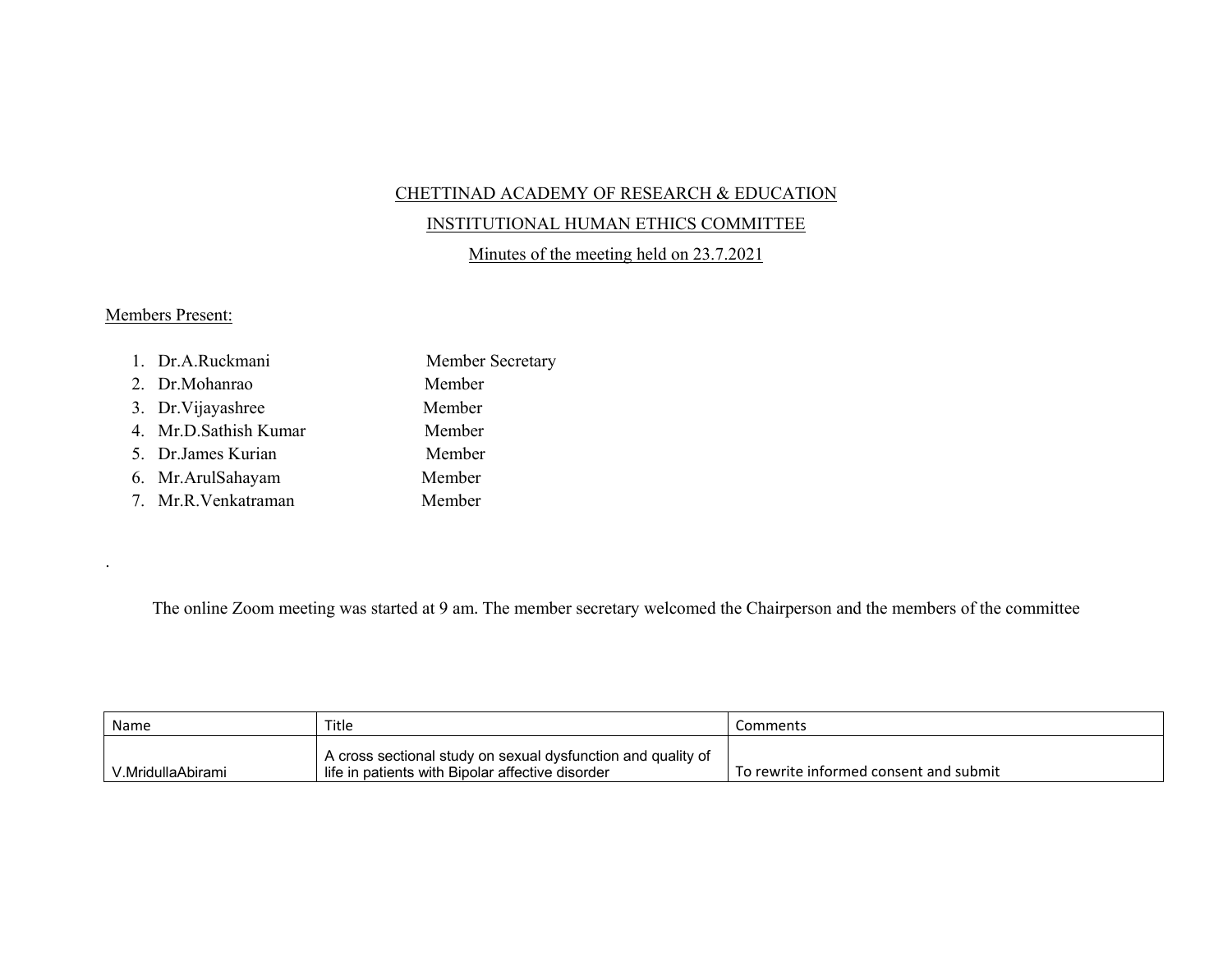CHETTINAD ACADEMY OF RESEARCH & EDUCATION

INSTITUTIONAL HUMAN ETHICS COMMITTEE

Minutes of the meeting held on 23.7.2021

Members Present:

1. Dr.A.Ruckmani Member Secretary
2. Dr.Mohanrao Member
3. Dr.Vijayashree Member
4. Mr.D.Sathish Kumar Member
5. Dr.James Kurian Member
6. Mr.ArulSahayam Member
7. Mr.R.Venkatraman Member

.

The online Zoom meeting was started at 9 am. The member secretary welcomed the Chairperson and the members of the committee

| Name | Title | Comments |
| --- | --- | --- |
| V.MridullaAbirami | A cross sectional study on sexual dysfunction and quality of life in patients with Bipolar affective disorder | To rewrite informed consent and submit |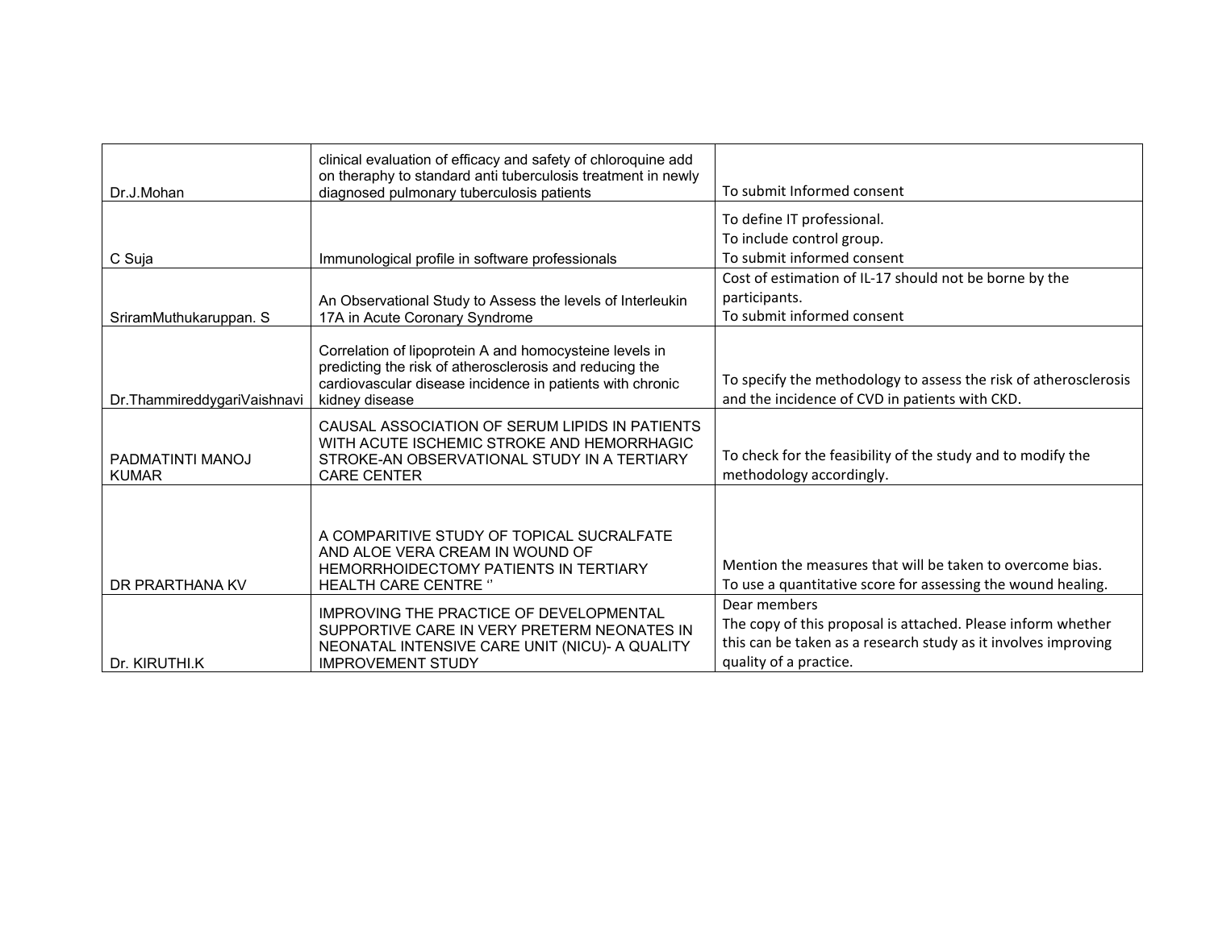| | | |
|---|---|---|
| Dr.J.Mohan | clinical evaluation of efficacy and safety of chloroquine add on theraphy to standard anti tuberculosis treatment in newly diagnosed pulmonary tuberculosis patients | To submit Informed consent |
| C Suja | Immunological profile in software professionals | To define IT professional.<br>To include control group.<br>To submit informed consent |
| SriramMuthukaruppan. S | An Observational Study to Assess the levels of Interleukin 17A in Acute Coronary Syndrome | Cost of estimation of IL-17 should not be borne by the participants.<br>To submit informed consent |
| Dr.ThammireddygariVaishnavi | Correlation of lipoprotein A and homocysteine levels in predicting the risk of atherosclerosis and reducing the cardiovascular disease incidence in patients with chronic kidney disease | To specify the methodology to assess the risk of atherosclerosis and the incidence of CVD in patients with CKD. |
| PADMATINTI MANOJ KUMAR | CAUSAL ASSOCIATION OF SERUM LIPIDS IN PATIENTS WITH ACUTE ISCHEMIC STROKE AND HEMORRHAGIC STROKE-AN OBSERVATIONAL STUDY IN A TERTIARY CARE CENTER | To check for the feasibility of the study and to modify the methodology accordingly. |
| DR PRARTHANA KV | A COMPARITIVE STUDY OF TOPICAL SUCRALFATE AND ALOE VERA CREAM IN WOUND OF HEMORRHOIDECTOMY PATIENTS IN TERTIARY HEALTH CARE CENTRE '' | Mention the measures that will be taken to overcome bias.<br>To use a quantitative score for assessing the wound healing. |
| Dr. KIRUTHI.K | IMPROVING THE PRACTICE OF DEVELOPMENTAL SUPPORTIVE CARE IN VERY PRETERM NEONATES IN NEONATAL INTENSIVE CARE UNIT (NICU)- A QUALITY IMPROVEMENT STUDY | Dear members<br>The copy of this proposal is attached. Please inform whether this can be taken as a research study as it involves improving quality of a practice. |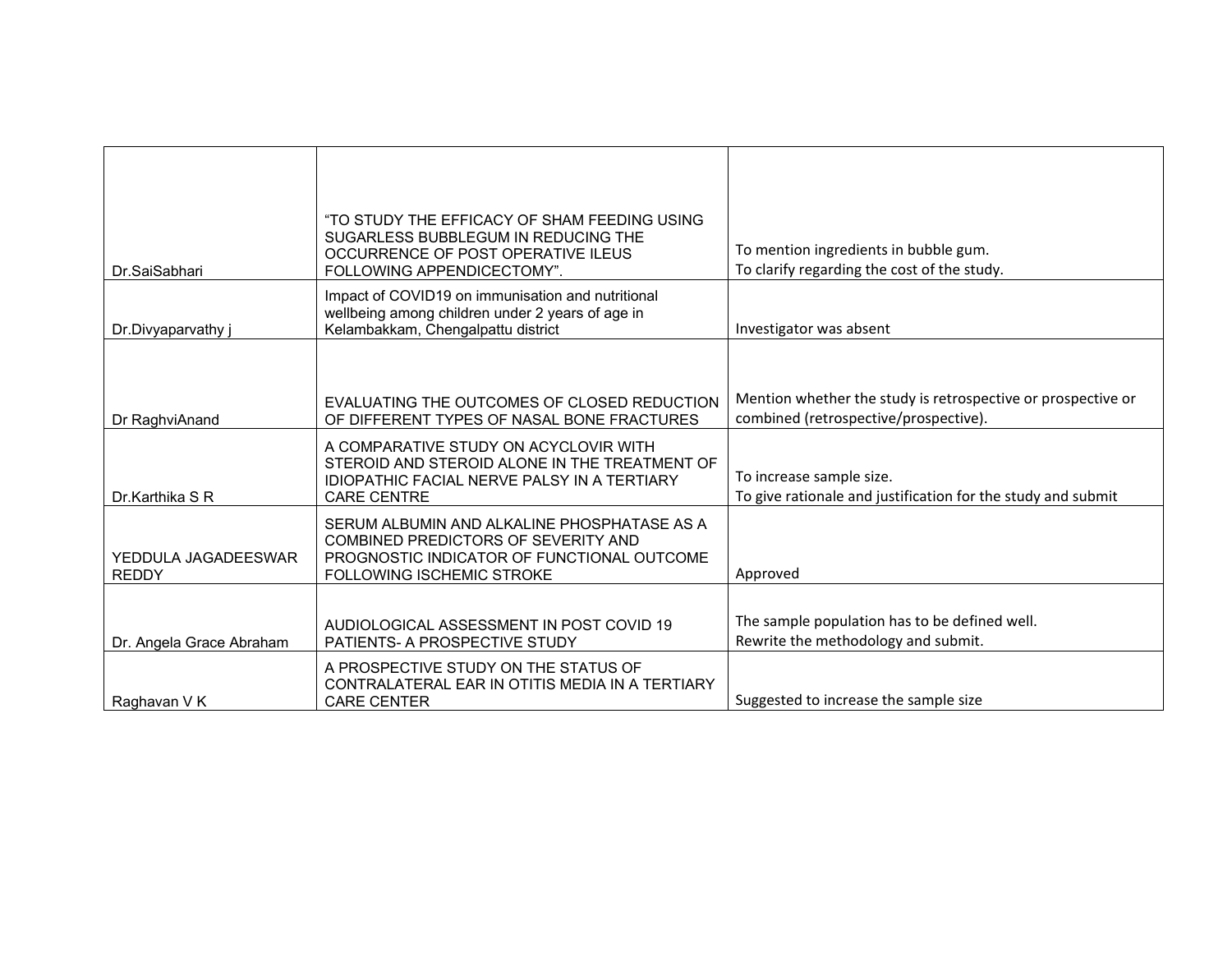| | | |
|---|---|---|
| Dr.SaiSabhari | "TO STUDY THE EFFICACY OF SHAM FEEDING USING SUGARLESS BUBBLEGUM IN REDUCING THE OCCURRENCE OF POST OPERATIVE ILEUS FOLLOWING APPENDICECTOMY". | To mention ingredients in bubble gum.<br>To clarify regarding the cost of the study. |
| Dr.Divyaparvathy j | Impact of COVID19 on immunisation and nutritional wellbeing among children under 2 years of age in Kelambakkam, Chengalpattu district | Investigator was absent |
| Dr RaghviAnand | EVALUATING THE OUTCOMES OF CLOSED REDUCTION OF DIFFERENT TYPES OF NASAL BONE FRACTURES | Mention whether the study is retrospective or prospective or combined (retrospective/prospective). |
| Dr.Karthika S R | A COMPARATIVE STUDY ON ACYCLOVIR WITH STEROID AND STEROID ALONE IN THE TREATMENT OF IDIOPATHIC FACIAL NERVE PALSY IN A TERTIARY CARE CENTRE | To increase sample size.<br>To give rationale and justification for the study and submit |
| YEDDULA JAGADEESWAR REDDY | SERUM ALBUMIN AND ALKALINE PHOSPHATASE AS A COMBINED PREDICTORS OF SEVERITY AND PROGNOSTIC INDICATOR OF FUNCTIONAL OUTCOME FOLLOWING ISCHEMIC STROKE | Approved |
| Dr. Angela Grace Abraham | AUDIOLOGICAL ASSESSMENT IN POST COVID 19 PATIENTS- A PROSPECTIVE STUDY | The sample population has to be defined well.<br>Rewrite the methodology and submit. |
| Raghavan V K | A PROSPECTIVE STUDY ON THE STATUS OF CONTRALATERAL EAR IN OTITIS MEDIA IN A TERTIARY CARE CENTER | Suggested to increase the sample size |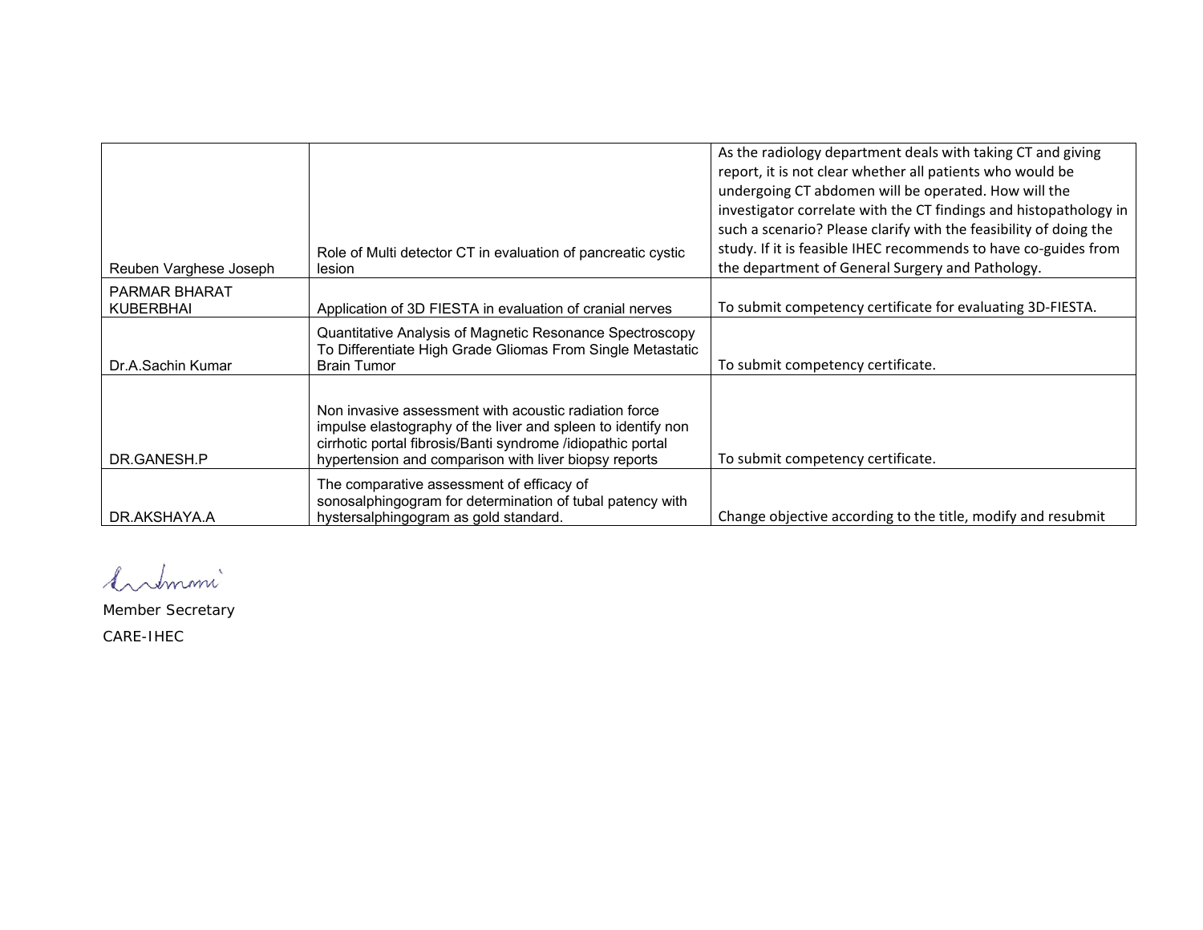| | | |
|---|---|---|
| Reuben Varghese Joseph | Role of Multi detector CT in evaluation of pancreatic cystic lesion | As the radiology department deals with taking CT and giving report, it is not clear whether all patients who would be undergoing CT abdomen will be operated. How will the investigator correlate with the CT findings and histopathology in such a scenario? Please clarify with the feasibility of doing the study. If it is feasible IHEC recommends to have co-guides from the department of General Surgery and Pathology. |
| PARMAR BHARAT KUBERBHAI | Application of 3D FIESTA in evaluation of cranial nerves | To submit competency certificate for evaluating 3D-FIESTA. |
| Dr.A.Sachin Kumar | Quantitative Analysis of Magnetic Resonance Spectroscopy To Differentiate High Grade Gliomas From Single Metastatic Brain Tumor | To submit competency certificate. |
| DR.GANESH.P | Non invasive assessment with acoustic radiation force impulse elastography of the liver and spleen to identify non cirrhotic portal fibrosis/Banti syndrome /idiopathic portal hypertension and comparison with liver biopsy reports | To submit competency certificate. |
| DR.AKSHAYA.A | The comparative assessment of efficacy of sonosalphingogram for determination of tubal patency with hystersalphingogram as gold standard. | Change objective according to the title, modify and resubmit |

Member Secretary

CARE-IHEC